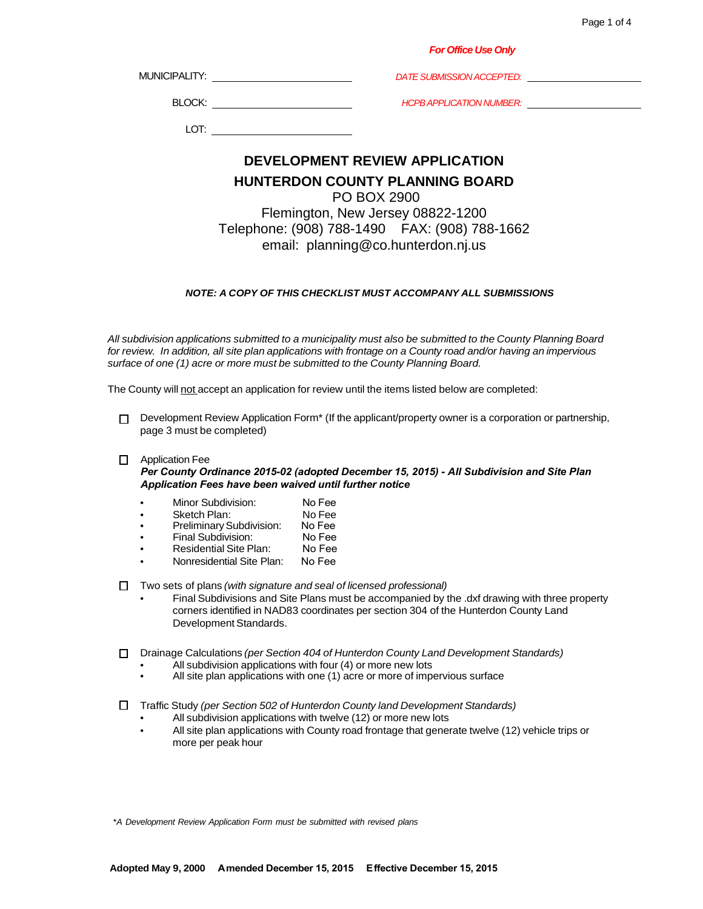*For Office Use Only*

MUNICIPALITY: ______________________ *DATE SUBMISSION ACCEPTED:* ______________________

BLOCK: ______________________ *HCPB APPLICATION NUMBER:* ______________________

LOT: ______________________

# DEVELOPMENT REVIEW APPLICATION

## HUNTERDON COUNTY PLANNING BOARD

PO BOX 2900
Flemington, New Jersey 08822-1200
Telephone: (908) 788-1490 FAX: (908) 788-1662
email: planning@co.hunterdon.nj.us

***NOTE: A COPY OF THIS CHECKLIST MUST ACCOMPANY ALL SUBMISSIONS***

*All subdivision applications submitted to a municipality must also be submitted to the County Planning Board for review. In addition, all site plan applications with frontage on a County road and/or having an impervious surface of one (1) acre or more must be submitted to the County Planning Board.*

The County will not accept an application for review until the items listed below are completed:

- ☐ Development Review Application Form* (If the applicant/property owner is a corporation or partnership, page 3 must be completed)

- ☐ Application Fee
  ***Per County Ordinance 2015-02 (adopted December 15, 2015) - All Subdivision and Site Plan Application Fees have been waived until further notice***
  - Minor Subdivision: No Fee
  - Sketch Plan: No Fee
  - Preliminary Subdivision: No Fee
  - Final Subdivision: No Fee
  - Residential Site Plan: No Fee
  - Nonresidential Site Plan: No Fee

- ☐ Two sets of plans *(with signature and seal of licensed professional)*
  - Final Subdivisions and Site Plans must be accompanied by the .dxf drawing with three property corners identified in NAD83 coordinates per section 304 of the Hunterdon County Land Development Standards.

- ☐ Drainage Calculations *(per Section 404 of Hunterdon County Land Development Standards)*
  - All subdivision applications with four (4) or more new lots
  - All site plan applications with one (1) acre or more of impervious surface

- ☐ Traffic Study *(per Section 502 of Hunterdon County land Development Standards)*
  - All subdivision applications with twelve (12) or more new lots
  - All site plan applications with County road frontage that generate twelve (12) vehicle trips or more per peak hour

*\*A Development Review Application Form must be submitted with revised plans*

**Adopted May 9, 2000 Amended December 15, 2015 Effective December 15, 2015**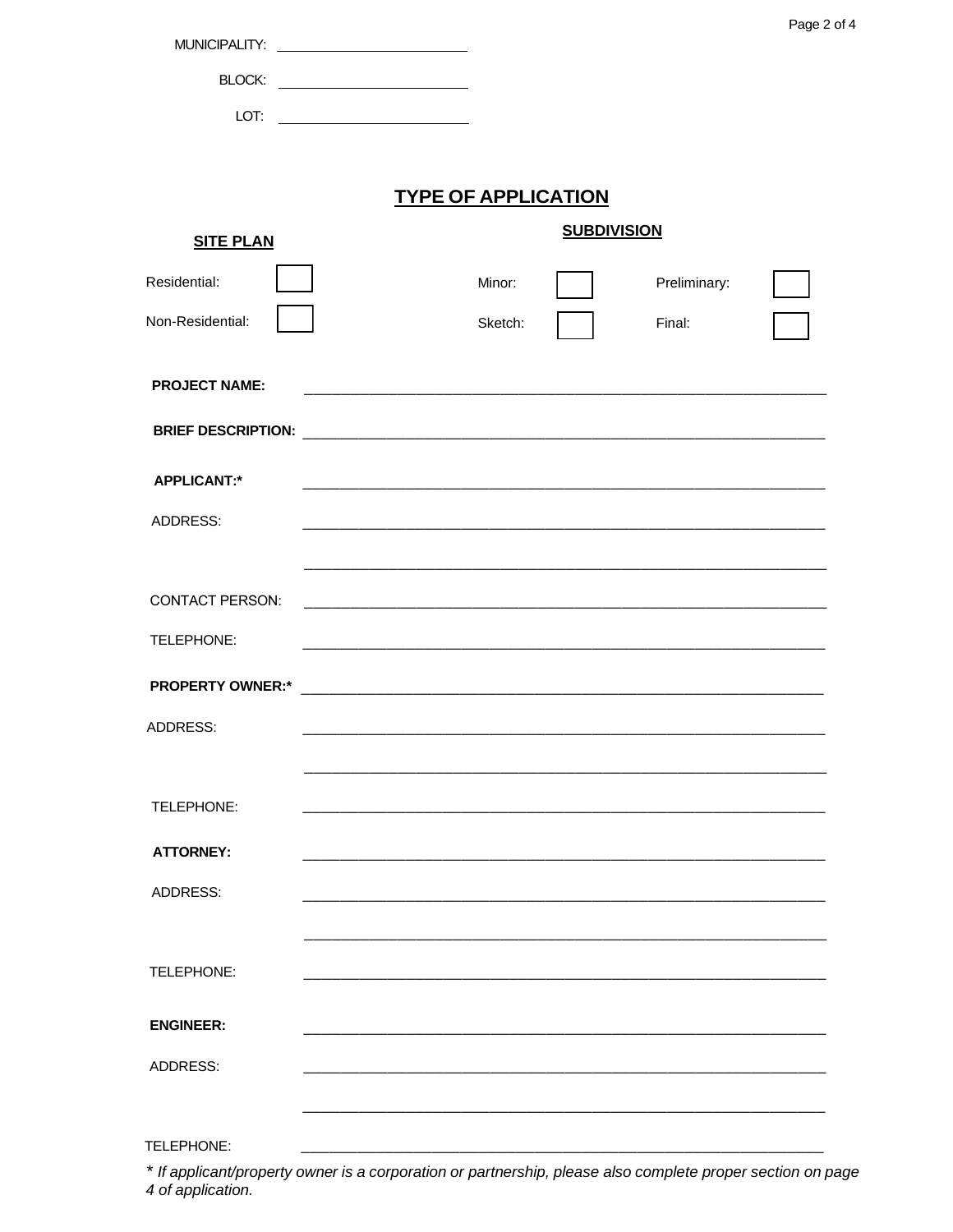MUNICIPALITY: ______________________

BLOCK: ______________________

LOT: ______________________

# TYPE OF APPLICATION

| SITE PLAN | | SUBDIVISION | | | |
|---|---|---|---|---|---|
| Residential: | ☐ | Minor: | ☐ | Preliminary: | ☐ |
| Non-Residential: | ☐ | Sketch: | ☐ | Final: | ☐ |

**PROJECT NAME:** ____________________________________________

**BRIEF DESCRIPTION:** ____________________________________________

**APPLICANT:*** ____________________________________________

ADDRESS: ____________________________________________

____________________________________________

CONTACT PERSON: ____________________________________________

TELEPHONE: ____________________________________________

**PROPERTY OWNER:*** ____________________________________________

ADDRESS: ____________________________________________

____________________________________________

TELEPHONE: ____________________________________________

**ATTORNEY:** ____________________________________________

ADDRESS: ____________________________________________

____________________________________________

TELEPHONE: ____________________________________________

**ENGINEER:** ____________________________________________

ADDRESS: ____________________________________________

____________________________________________

TELEPHONE: ____________________________________________

*\* If applicant/property owner is a corporation or partnership, please also complete proper section on page 4 of application.*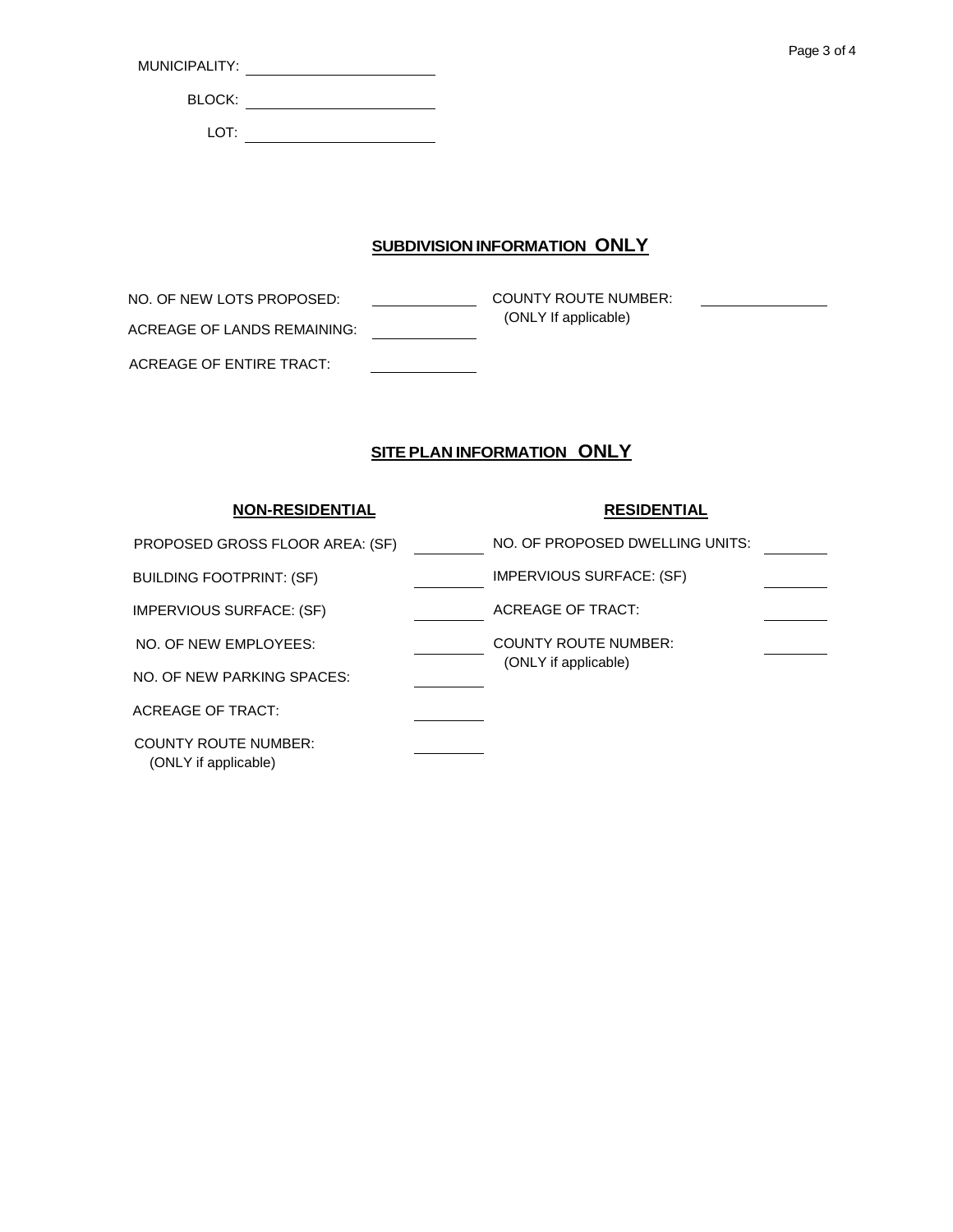MUNICIPALITY: ____________________

BLOCK: ____________________

LOT: ____________________

## SUBDIVISION INFORMATION **ONLY**

NO. OF NEW LOTS PROPOSED: __________

ACREAGE OF LANDS REMAINING: __________

ACREAGE OF ENTIRE TRACT: __________

COUNTY ROUTE NUMBER: __________
(ONLY If applicable)

## SITE PLAN INFORMATION **ONLY**

### NON-RESIDENTIAL

PROPOSED GROSS FLOOR AREA: (SF) __________

BUILDING FOOTPRINT: (SF) __________

IMPERVIOUS SURFACE: (SF) __________

NO. OF NEW EMPLOYEES: __________

NO. OF NEW PARKING SPACES: __________

ACREAGE OF TRACT: __________

COUNTY ROUTE NUMBER: __________
(ONLY if applicable)

### RESIDENTIAL

NO. OF PROPOSED DWELLING UNITS: __________

IMPERVIOUS SURFACE: (SF) __________

ACREAGE OF TRACT: __________

COUNTY ROUTE NUMBER: __________
(ONLY if applicable)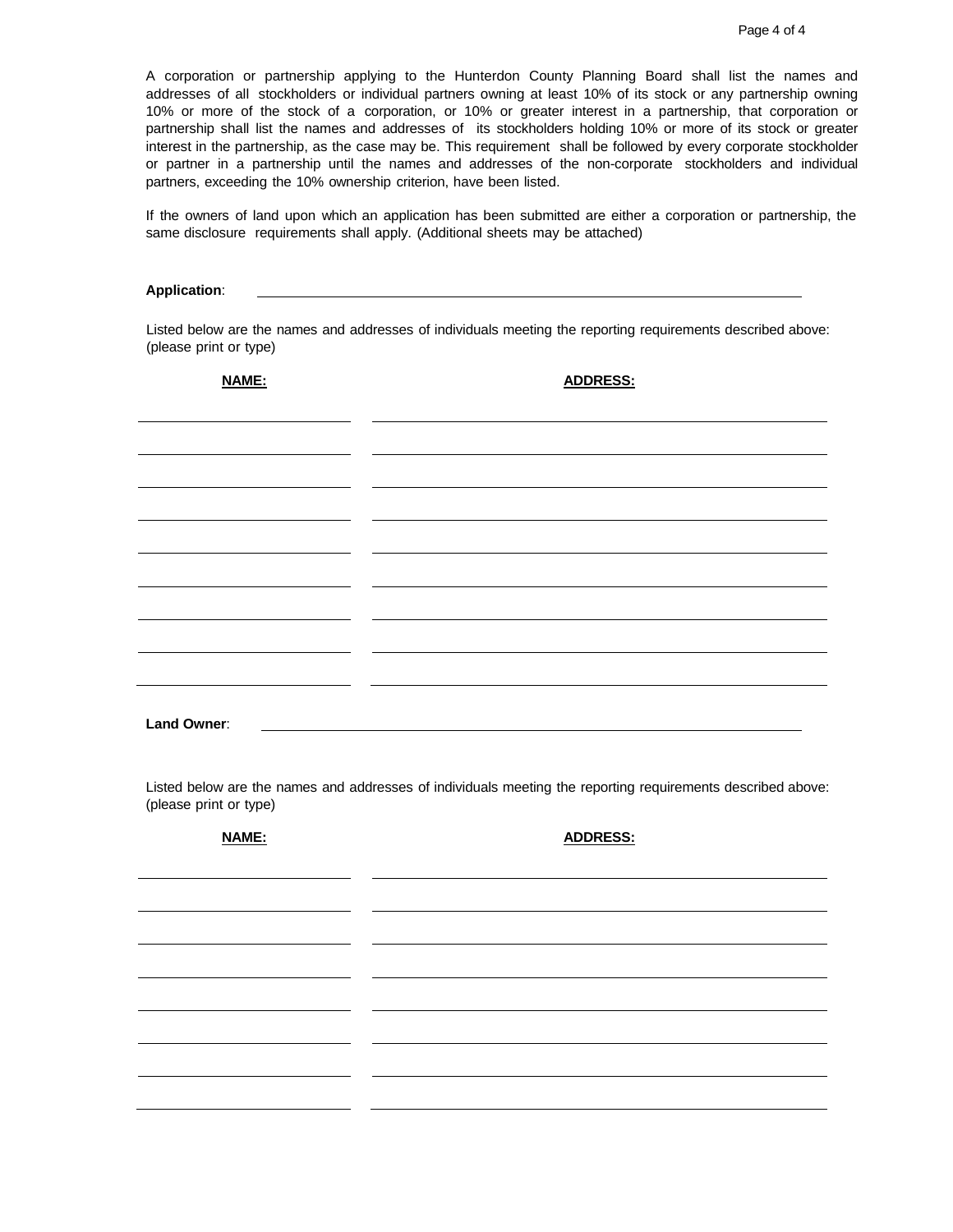A corporation or partnership applying to the Hunterdon County Planning Board shall list the names and addresses of all stockholders or individual partners owning at least 10% of its stock or any partnership owning 10% or more of the stock of a corporation, or 10% or greater interest in a partnership, that corporation or partnership shall list the names and addresses of its stockholders holding 10% or more of its stock or greater interest in the partnership, as the case may be. This requirement shall be followed by every corporate stockholder or partner in a partnership until the names and addresses of the non-corporate stockholders and individual partners, exceeding the 10% ownership criterion, have been listed.

If the owners of land upon which an application has been submitted are either a corporation or partnership, the same disclosure requirements shall apply. (Additional sheets may be attached)

**Application**: ______________________________________________

Listed below are the names and addresses of individuals meeting the reporting requirements described above: (please print or type)

| NAME: | ADDRESS: |
|---|---|
| | |
| | |
| | |
| | |
| | |
| | |
| | |
| | |
| | |

**Land Owner**: ______________________________________________

Listed below are the names and addresses of individuals meeting the reporting requirements described above: (please print or type)

| NAME: | ADDRESS: |
|---|---|
| | |
| | |
| | |
| | |
| | |
| | |
| | |
| | |